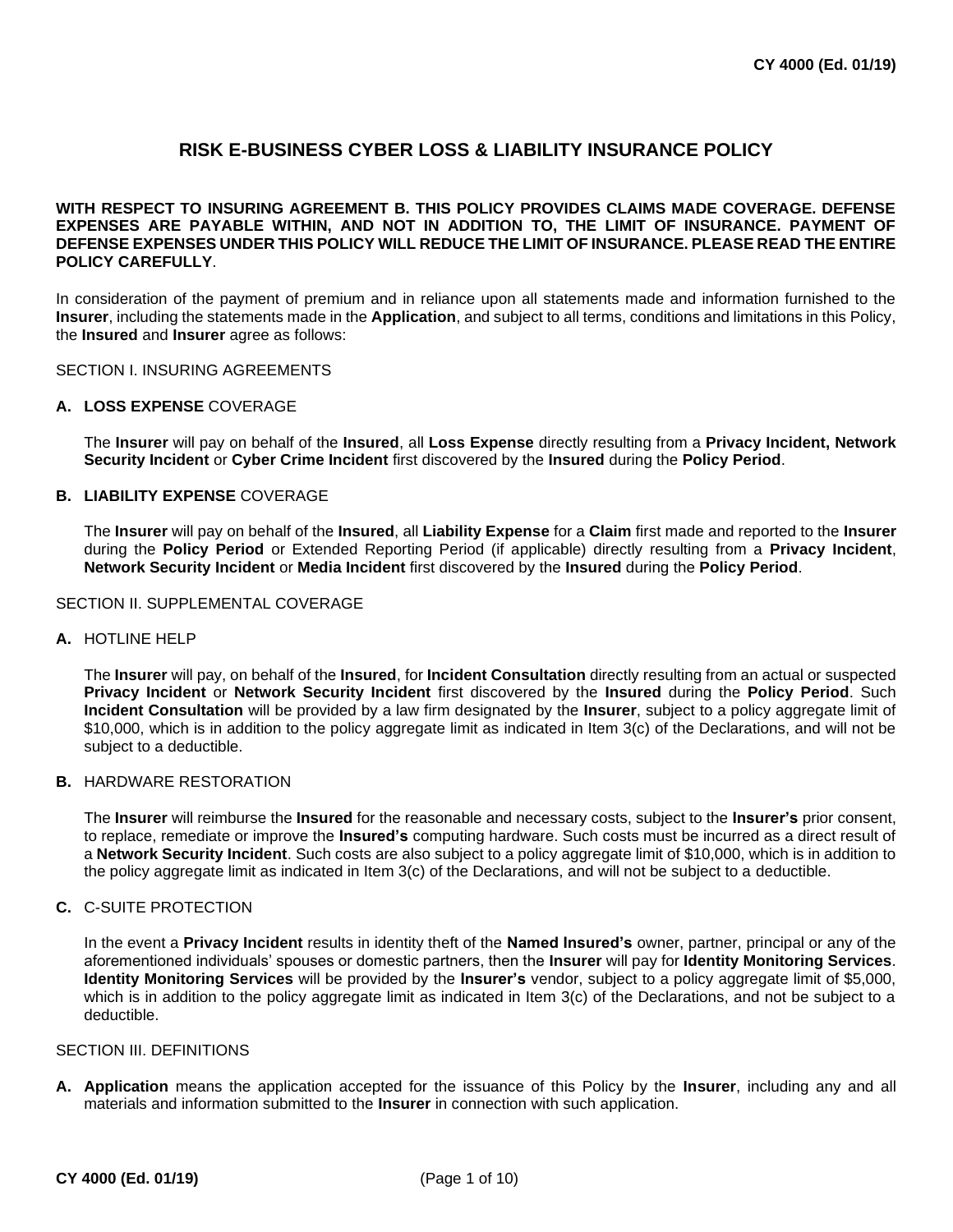# RISK E-BUSINESS CYBER LOSS & LIABILITY INSURANCE POLICY

**WITH RESPECT TO INSURING AGREEMENT B. THIS POLICY PROVIDES CLAIMS MADE COVERAGE. DEFENSE EXPENSES ARE PAYABLE WITHIN, AND NOT IN ADDITION TO, THE LIMIT OF INSURANCE. PAYMENT OF DEFENSE EXPENSES UNDER THIS POLICY WILL REDUCE THE LIMIT OF INSURANCE. PLEASE READ THE ENTIRE POLICY CAREFULLY**.

In consideration of the payment of premium and in reliance upon all statements made and information furnished to the **Insurer**, including the statements made in the **Application**, and subject to all terms, conditions and limitations in this Policy, the **Insured** and **Insurer** agree as follows:

## SECTION I. INSURING AGREEMENTS

### A. LOSS EXPENSE COVERAGE

The **Insurer** will pay on behalf of the **Insured**, all **Loss Expense** directly resulting from a **Privacy Incident, Network Security Incident** or **Cyber Crime Incident** first discovered by the **Insured** during the **Policy Period**.

### B. LIABILITY EXPENSE COVERAGE

The **Insurer** will pay on behalf of the **Insured**, all **Liability Expense** for a **Claim** first made and reported to the **Insurer** during the **Policy Period** or Extended Reporting Period (if applicable) directly resulting from a **Privacy Incident**, **Network Security Incident** or **Media Incident** first discovered by the **Insured** during the **Policy Period**.

## SECTION II. SUPPLEMENTAL COVERAGE

### A. HOTLINE HELP

The **Insurer** will pay, on behalf of the **Insured**, for **Incident Consultation** directly resulting from an actual or suspected **Privacy Incident** or **Network Security Incident** first discovered by the **Insured** during the **Policy Period**. Such **Incident Consultation** will be provided by a law firm designated by the **Insurer**, subject to a policy aggregate limit of $10,000, which is in addition to the policy aggregate limit as indicated in Item 3(c) of the Declarations, and will not be subject to a deductible.

### B. HARDWARE RESTORATION

The **Insurer** will reimburse the **Insured** for the reasonable and necessary costs, subject to the **Insurer's** prior consent, to replace, remediate or improve the **Insured's** computing hardware. Such costs must be incurred as a direct result of a **Network Security Incident**. Such costs are also subject to a policy aggregate limit of $10,000, which is in addition to the policy aggregate limit as indicated in Item 3(c) of the Declarations, and will not be subject to a deductible.

### C. C-SUITE PROTECTION

In the event a **Privacy Incident** results in identity theft of the **Named Insured's** owner, partner, principal or any of the aforementioned individuals' spouses or domestic partners, then the **Insurer** will pay for **Identity Monitoring Services**. **Identity Monitoring Services** will be provided by the **Insurer's** vendor, subject to a policy aggregate limit of $5,000, which is in addition to the policy aggregate limit as indicated in Item 3(c) of the Declarations, and not be subject to a deductible.

## SECTION III. DEFINITIONS

**A.** **Application** means the application accepted for the issuance of this Policy by the **Insurer**, including any and all materials and information submitted to the **Insurer** in connection with such application.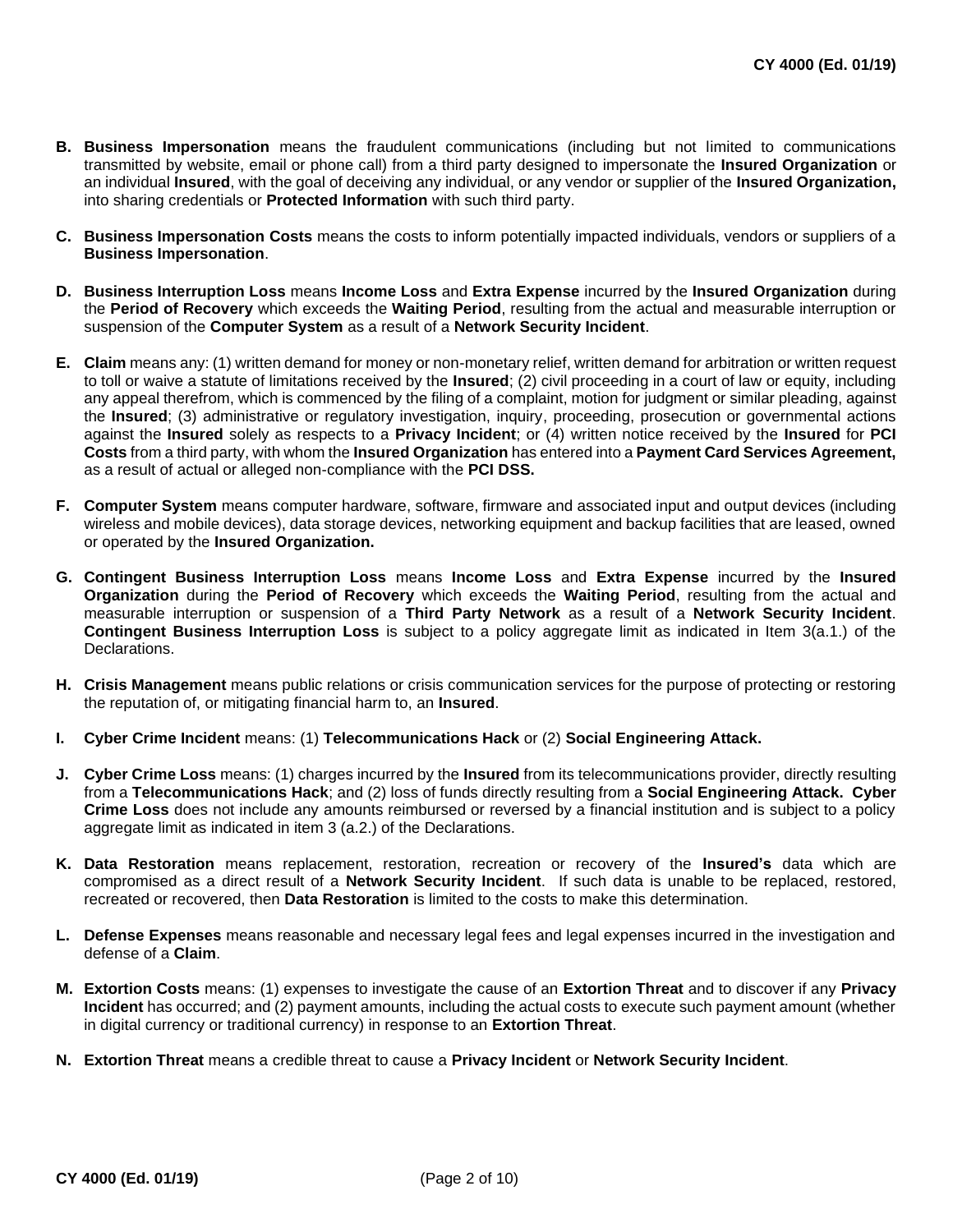**B. Business Impersonation** means the fraudulent communications (including but not limited to communications transmitted by website, email or phone call) from a third party designed to impersonate the **Insured Organization** or an individual **Insured**, with the goal of deceiving any individual, or any vendor or supplier of the **Insured Organization,** into sharing credentials or **Protected Information** with such third party.

**C. Business Impersonation Costs** means the costs to inform potentially impacted individuals, vendors or suppliers of a **Business Impersonation**.

**D. Business Interruption Loss** means **Income Loss** and **Extra Expense** incurred by the **Insured Organization** during the **Period of Recovery** which exceeds the **Waiting Period**, resulting from the actual and measurable interruption or suspension of the **Computer System** as a result of a **Network Security Incident**.

**E. Claim** means any: (1) written demand for money or non-monetary relief, written demand for arbitration or written request to toll or waive a statute of limitations received by the **Insured**; (2) civil proceeding in a court of law or equity, including any appeal therefrom, which is commenced by the filing of a complaint, motion for judgment or similar pleading, against the **Insured**; (3) administrative or regulatory investigation, inquiry, proceeding, prosecution or governmental actions against the **Insured** solely as respects to a **Privacy Incident**; or (4) written notice received by the **Insured** for **PCI Costs** from a third party, with whom the **Insured Organization** has entered into a **Payment Card Services Agreement,** as a result of actual or alleged non-compliance with the **PCI DSS.**

**F. Computer System** means computer hardware, software, firmware and associated input and output devices (including wireless and mobile devices), data storage devices, networking equipment and backup facilities that are leased, owned or operated by the **Insured Organization.**

**G. Contingent Business Interruption Loss** means **Income Loss** and **Extra Expense** incurred by the **Insured Organization** during the **Period of Recovery** which exceeds the **Waiting Period**, resulting from the actual and measurable interruption or suspension of a **Third Party Network** as a result of a **Network Security Incident**. **Contingent Business Interruption Loss** is subject to a policy aggregate limit as indicated in Item 3(a.1.) of the Declarations.

**H. Crisis Management** means public relations or crisis communication services for the purpose of protecting or restoring the reputation of, or mitigating financial harm to, an **Insured**.

**I. Cyber Crime Incident** means: (1) **Telecommunications Hack** or (2) **Social Engineering Attack.**

**J. Cyber Crime Loss** means: (1) charges incurred by the **Insured** from its telecommunications provider, directly resulting from a **Telecommunications Hack**; and (2) loss of funds directly resulting from a **Social Engineering Attack. Cyber Crime Loss** does not include any amounts reimbursed or reversed by a financial institution and is subject to a policy aggregate limit as indicated in item 3 (a.2.) of the Declarations.

**K. Data Restoration** means replacement, restoration, recreation or recovery of the **Insured's** data which are compromised as a direct result of a **Network Security Incident**. If such data is unable to be replaced, restored, recreated or recovered, then **Data Restoration** is limited to the costs to make this determination.

**L. Defense Expenses** means reasonable and necessary legal fees and legal expenses incurred in the investigation and defense of a **Claim**.

**M. Extortion Costs** means: (1) expenses to investigate the cause of an **Extortion Threat** and to discover if any **Privacy Incident** has occurred; and (2) payment amounts, including the actual costs to execute such payment amount (whether in digital currency or traditional currency) in response to an **Extortion Threat**.

**N. Extortion Threat** means a credible threat to cause a **Privacy Incident** or **Network Security Incident**.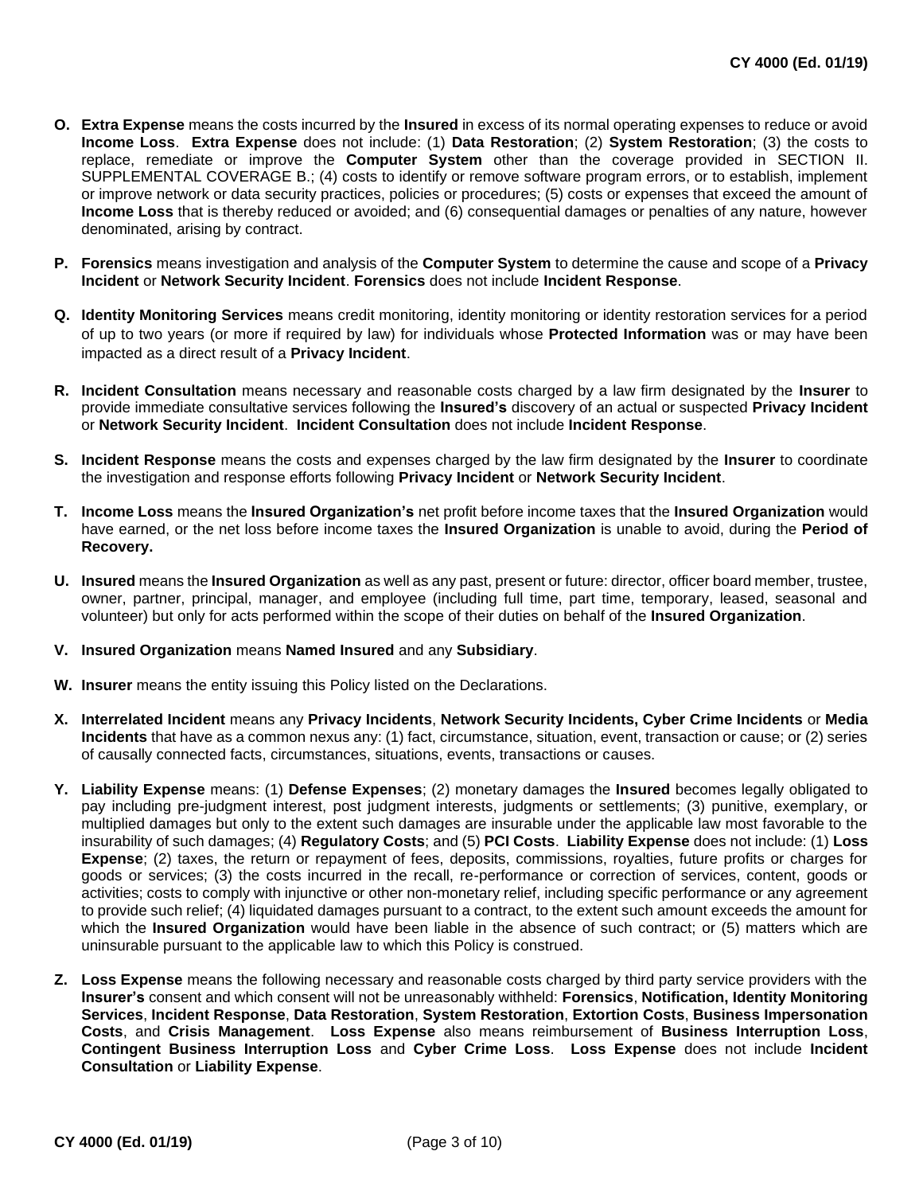**O. Extra Expense** means the costs incurred by the **Insured** in excess of its normal operating expenses to reduce or avoid **Income Loss**. **Extra Expense** does not include: (1) **Data Restoration**; (2) **System Restoration**; (3) the costs to replace, remediate or improve the **Computer System** other than the coverage provided in SECTION II. SUPPLEMENTAL COVERAGE B.; (4) costs to identify or remove software program errors, or to establish, implement or improve network or data security practices, policies or procedures; (5) costs or expenses that exceed the amount of **Income Loss** that is thereby reduced or avoided; and (6) consequential damages or penalties of any nature, however denominated, arising by contract.

**P. Forensics** means investigation and analysis of the **Computer System** to determine the cause and scope of a **Privacy Incident** or **Network Security Incident**. **Forensics** does not include **Incident Response**.

**Q. Identity Monitoring Services** means credit monitoring, identity monitoring or identity restoration services for a period of up to two years (or more if required by law) for individuals whose **Protected Information** was or may have been impacted as a direct result of a **Privacy Incident**.

**R. Incident Consultation** means necessary and reasonable costs charged by a law firm designated by the **Insurer** to provide immediate consultative services following the **Insured's** discovery of an actual or suspected **Privacy Incident** or **Network Security Incident**. **Incident Consultation** does not include **Incident Response**.

**S. Incident Response** means the costs and expenses charged by the law firm designated by the **Insurer** to coordinate the investigation and response efforts following **Privacy Incident** or **Network Security Incident**.

**T. Income Loss** means the **Insured Organization's** net profit before income taxes that the **Insured Organization** would have earned, or the net loss before income taxes the **Insured Organization** is unable to avoid, during the **Period of Recovery.**

**U. Insured** means the **Insured Organization** as well as any past, present or future: director, officer board member, trustee, owner, partner, principal, manager, and employee (including full time, part time, temporary, leased, seasonal and volunteer) but only for acts performed within the scope of their duties on behalf of the **Insured Organization**.

**V. Insured Organization** means **Named Insured** and any **Subsidiary**.

**W. Insurer** means the entity issuing this Policy listed on the Declarations.

**X. Interrelated Incident** means any **Privacy Incidents**, **Network Security Incidents, Cyber Crime Incidents** or **Media Incidents** that have as a common nexus any: (1) fact, circumstance, situation, event, transaction or cause; or (2) series of causally connected facts, circumstances, situations, events, transactions or causes.

**Y. Liability Expense** means: (1) **Defense Expenses**; (2) monetary damages the **Insured** becomes legally obligated to pay including pre-judgment interest, post judgment interests, judgments or settlements; (3) punitive, exemplary, or multiplied damages but only to the extent such damages are insurable under the applicable law most favorable to the insurability of such damages; (4) **Regulatory Costs**; and (5) **PCI Costs**. **Liability Expense** does not include: (1) **Loss Expense**; (2) taxes, the return or repayment of fees, deposits, commissions, royalties, future profits or charges for goods or services; (3) the costs incurred in the recall, re-performance or correction of services, content, goods or activities; costs to comply with injunctive or other non-monetary relief, including specific performance or any agreement to provide such relief; (4) liquidated damages pursuant to a contract, to the extent such amount exceeds the amount for which the **Insured Organization** would have been liable in the absence of such contract; or (5) matters which are uninsurable pursuant to the applicable law to which this Policy is construed.

**Z. Loss Expense** means the following necessary and reasonable costs charged by third party service providers with the **Insurer's** consent and which consent will not be unreasonably withheld: **Forensics**, **Notification, Identity Monitoring Services**, **Incident Response**, **Data Restoration**, **System Restoration**, **Extortion Costs**, **Business Impersonation Costs**, and **Crisis Management**. **Loss Expense** also means reimbursement of **Business Interruption Loss**, **Contingent Business Interruption Loss** and **Cyber Crime Loss**. **Loss Expense** does not include **Incident Consultation** or **Liability Expense**.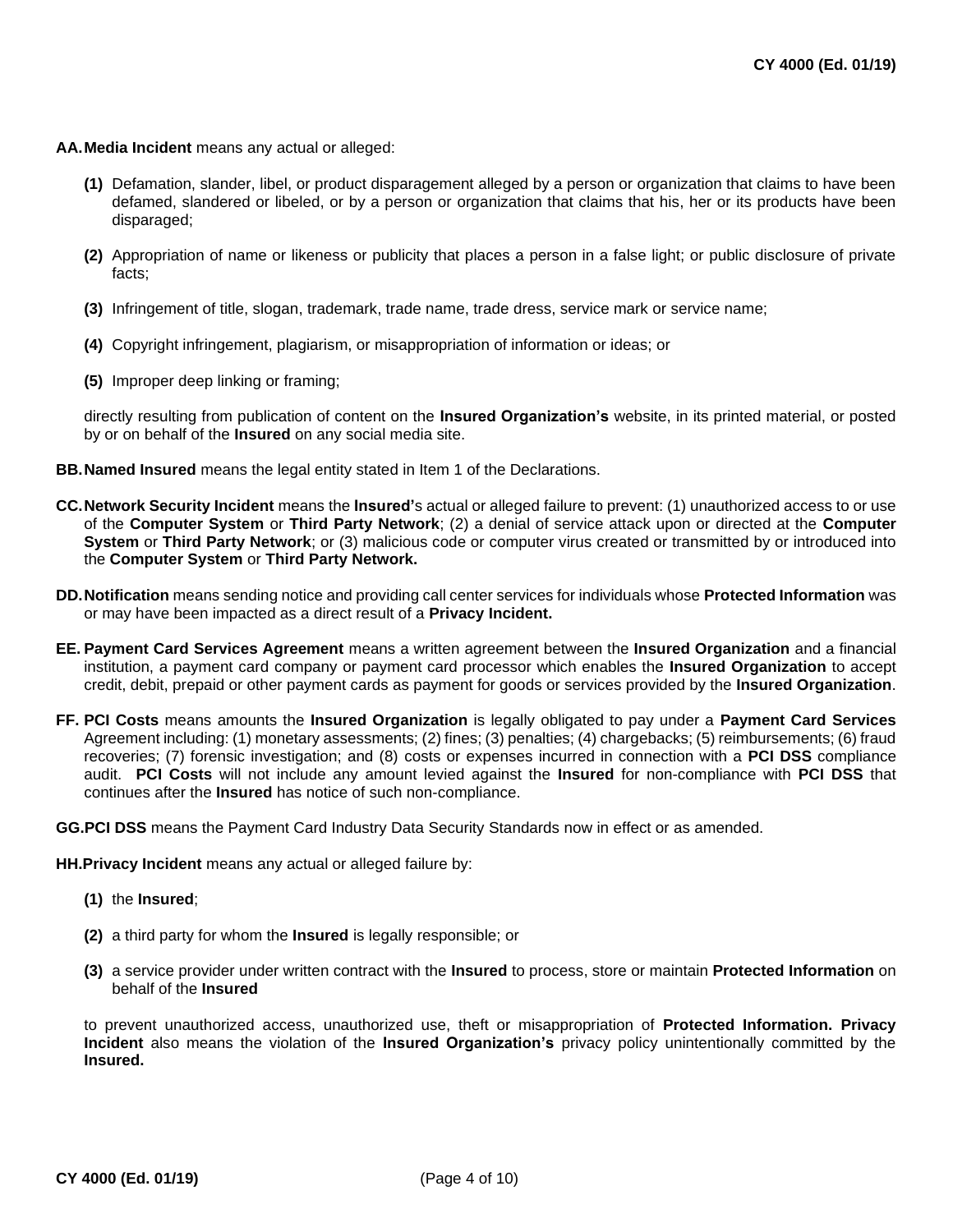**AA. Media Incident** means any actual or alleged:

**(1)** Defamation, slander, libel, or product disparagement alleged by a person or organization that claims to have been defamed, slandered or libeled, or by a person or organization that claims that his, her or its products have been disparaged;

**(2)** Appropriation of name or likeness or publicity that places a person in a false light; or public disclosure of private facts;

**(3)** Infringement of title, slogan, trademark, trade name, trade dress, service mark or service name;

**(4)** Copyright infringement, plagiarism, or misappropriation of information or ideas; or

**(5)** Improper deep linking or framing;

directly resulting from publication of content on the **Insured Organization's** website, in its printed material, or posted by or on behalf of the **Insured** on any social media site.

**BB. Named Insured** means the legal entity stated in Item 1 of the Declarations.

**CC. Network Security Incident** means the **Insured'**s actual or alleged failure to prevent: (1) unauthorized access to or use of the **Computer System** or **Third Party Network**; (2) a denial of service attack upon or directed at the **Computer System** or **Third Party Network**; or (3) malicious code or computer virus created or transmitted by or introduced into the **Computer System** or **Third Party Network.**

**DD. Notification** means sending notice and providing call center services for individuals whose **Protected Information** was or may have been impacted as a direct result of a **Privacy Incident.**

**EE. Payment Card Services Agreement** means a written agreement between the **Insured Organization** and a financial institution, a payment card company or payment card processor which enables the **Insured Organization** to accept credit, debit, prepaid or other payment cards as payment for goods or services provided by the **Insured Organization**.

**FF. PCI Costs** means amounts the **Insured Organization** is legally obligated to pay under a **Payment Card Services** Agreement including: (1) monetary assessments; (2) fines; (3) penalties; (4) chargebacks; (5) reimbursements; (6) fraud recoveries; (7) forensic investigation; and (8) costs or expenses incurred in connection with a **PCI DSS** compliance audit. **PCI Costs** will not include any amount levied against the **Insured** for non-compliance with **PCI DSS** that continues after the **Insured** has notice of such non-compliance.

**GG. PCI DSS** means the Payment Card Industry Data Security Standards now in effect or as amended.

**HH. Privacy Incident** means any actual or alleged failure by:

**(1)** the **Insured**;

**(2)** a third party for whom the **Insured** is legally responsible; or

**(3)** a service provider under written contract with the **Insured** to process, store or maintain **Protected Information** on behalf of the **Insured**

to prevent unauthorized access, unauthorized use, theft or misappropriation of **Protected Information. Privacy Incident** also means the violation of the **Insured Organization's** privacy policy unintentionally committed by the **Insured.**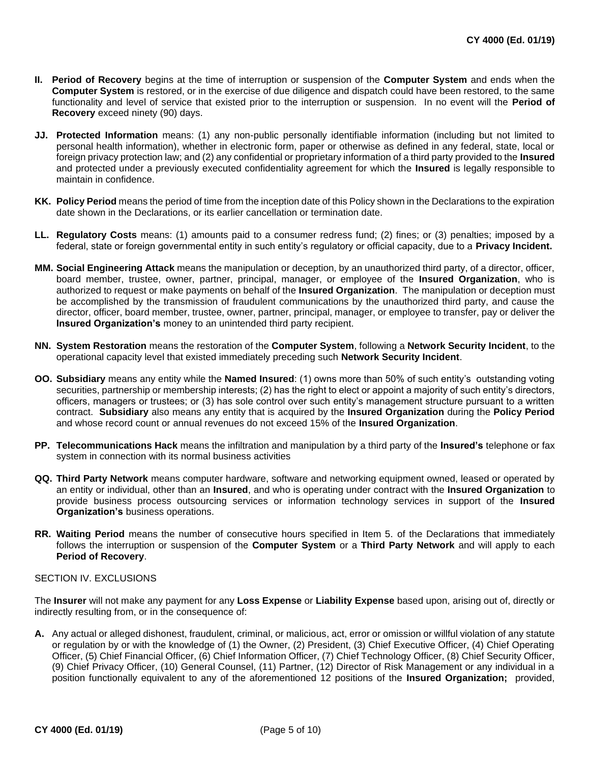**II.** **Period of Recovery** begins at the time of interruption or suspension of the **Computer System** and ends when the **Computer System** is restored, or in the exercise of due diligence and dispatch could have been restored, to the same functionality and level of service that existed prior to the interruption or suspension. In no event will the **Period of Recovery** exceed ninety (90) days.

**JJ.** **Protected Information** means: (1) any non-public personally identifiable information (including but not limited to personal health information), whether in electronic form, paper or otherwise as defined in any federal, state, local or foreign privacy protection law; and (2) any confidential or proprietary information of a third party provided to the **Insured** and protected under a previously executed confidentiality agreement for which the **Insured** is legally responsible to maintain in confidence.

**KK.** **Policy Period** means the period of time from the inception date of this Policy shown in the Declarations to the expiration date shown in the Declarations, or its earlier cancellation or termination date.

**LL.** **Regulatory Costs** means: (1) amounts paid to a consumer redress fund; (2) fines; or (3) penalties; imposed by a federal, state or foreign governmental entity in such entity's regulatory or official capacity, due to a **Privacy Incident.**

**MM.** **Social Engineering Attack** means the manipulation or deception, by an unauthorized third party, of a director, officer, board member, trustee, owner, partner, principal, manager, or employee of the **Insured Organization**, who is authorized to request or make payments on behalf of the **Insured Organization**. The manipulation or deception must be accomplished by the transmission of fraudulent communications by the unauthorized third party, and cause the director, officer, board member, trustee, owner, partner, principal, manager, or employee to transfer, pay or deliver the **Insured Organization's** money to an unintended third party recipient.

**NN.** **System Restoration** means the restoration of the **Computer System**, following a **Network Security Incident**, to the operational capacity level that existed immediately preceding such **Network Security Incident**.

**OO.** **Subsidiary** means any entity while the **Named Insured**: (1) owns more than 50% of such entity's outstanding voting securities, partnership or membership interests; (2) has the right to elect or appoint a majority of such entity's directors, officers, managers or trustees; or (3) has sole control over such entity's management structure pursuant to a written contract. **Subsidiary** also means any entity that is acquired by the **Insured Organization** during the **Policy Period** and whose record count or annual revenues do not exceed 15% of the **Insured Organization**.

**PP.** **Telecommunications Hack** means the infiltration and manipulation by a third party of the **Insured's** telephone or fax system in connection with its normal business activities

**QQ.** **Third Party Network** means computer hardware, software and networking equipment owned, leased or operated by an entity or individual, other than an **Insured**, and who is operating under contract with the **Insured Organization** to provide business process outsourcing services or information technology services in support of the **Insured Organization's** business operations.

**RR.** **Waiting Period** means the number of consecutive hours specified in Item 5. of the Declarations that immediately follows the interruption or suspension of the **Computer System** or a **Third Party Network** and will apply to each **Period of Recovery**.

SECTION IV. EXCLUSIONS

The **Insurer** will not make any payment for any **Loss Expense** or **Liability Expense** based upon, arising out of, directly or indirectly resulting from, or in the consequence of:

**A.** Any actual or alleged dishonest, fraudulent, criminal, or malicious, act, error or omission or willful violation of any statute or regulation by or with the knowledge of (1) the Owner, (2) President, (3) Chief Executive Officer, (4) Chief Operating Officer, (5) Chief Financial Officer, (6) Chief Information Officer, (7) Chief Technology Officer, (8) Chief Security Officer, (9) Chief Privacy Officer, (10) General Counsel, (11) Partner, (12) Director of Risk Management or any individual in a position functionally equivalent to any of the aforementioned 12 positions of the **Insured Organization;** provided,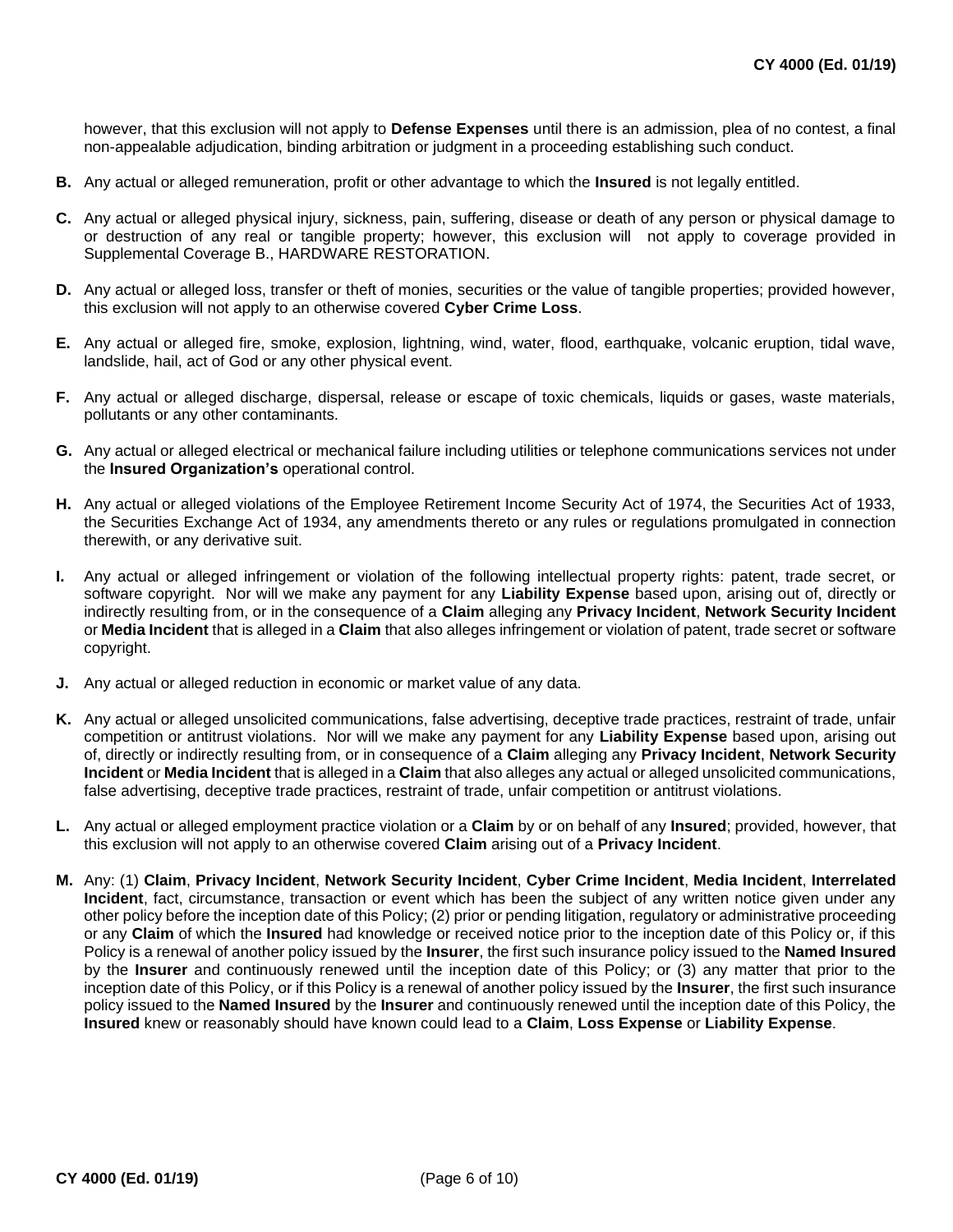however, that this exclusion will not apply to **Defense Expenses** until there is an admission, plea of no contest, a final non-appealable adjudication, binding arbitration or judgment in a proceeding establishing such conduct.

**B.** Any actual or alleged remuneration, profit or other advantage to which the **Insured** is not legally entitled.

**C.** Any actual or alleged physical injury, sickness, pain, suffering, disease or death of any person or physical damage to or destruction of any real or tangible property; however, this exclusion will not apply to coverage provided in Supplemental Coverage B., HARDWARE RESTORATION.

**D.** Any actual or alleged loss, transfer or theft of monies, securities or the value of tangible properties; provided however, this exclusion will not apply to an otherwise covered **Cyber Crime Loss**.

**E.** Any actual or alleged fire, smoke, explosion, lightning, wind, water, flood, earthquake, volcanic eruption, tidal wave, landslide, hail, act of God or any other physical event.

**F.** Any actual or alleged discharge, dispersal, release or escape of toxic chemicals, liquids or gases, waste materials, pollutants or any other contaminants.

**G.** Any actual or alleged electrical or mechanical failure including utilities or telephone communications services not under the **Insured Organization's** operational control.

**H.** Any actual or alleged violations of the Employee Retirement Income Security Act of 1974, the Securities Act of 1933, the Securities Exchange Act of 1934, any amendments thereto or any rules or regulations promulgated in connection therewith, or any derivative suit.

**I.** Any actual or alleged infringement or violation of the following intellectual property rights: patent, trade secret, or software copyright. Nor will we make any payment for any **Liability Expense** based upon, arising out of, directly or indirectly resulting from, or in the consequence of a **Claim** alleging any **Privacy Incident**, **Network Security Incident** or **Media Incident** that is alleged in a **Claim** that also alleges infringement or violation of patent, trade secret or software copyright.

**J.** Any actual or alleged reduction in economic or market value of any data.

**K.** Any actual or alleged unsolicited communications, false advertising, deceptive trade practices, restraint of trade, unfair competition or antitrust violations. Nor will we make any payment for any **Liability Expense** based upon, arising out of, directly or indirectly resulting from, or in consequence of a **Claim** alleging any **Privacy Incident**, **Network Security Incident** or **Media Incident** that is alleged in a **Claim** that also alleges any actual or alleged unsolicited communications, false advertising, deceptive trade practices, restraint of trade, unfair competition or antitrust violations.

**L.** Any actual or alleged employment practice violation or a **Claim** by or on behalf of any **Insured**; provided, however, that this exclusion will not apply to an otherwise covered **Claim** arising out of a **Privacy Incident**.

**M.** Any: (1) **Claim**, **Privacy Incident**, **Network Security Incident**, **Cyber Crime Incident**, **Media Incident**, **Interrelated Incident**, fact, circumstance, transaction or event which has been the subject of any written notice given under any other policy before the inception date of this Policy; (2) prior or pending litigation, regulatory or administrative proceeding or any **Claim** of which the **Insured** had knowledge or received notice prior to the inception date of this Policy or, if this Policy is a renewal of another policy issued by the **Insurer**, the first such insurance policy issued to the **Named Insured** by the **Insurer** and continuously renewed until the inception date of this Policy; or (3) any matter that prior to the inception date of this Policy, or if this Policy is a renewal of another policy issued by the **Insurer**, the first such insurance policy issued to the **Named Insured** by the **Insurer** and continuously renewed until the inception date of this Policy, the **Insured** knew or reasonably should have known could lead to a **Claim**, **Loss Expense** or **Liability Expense**.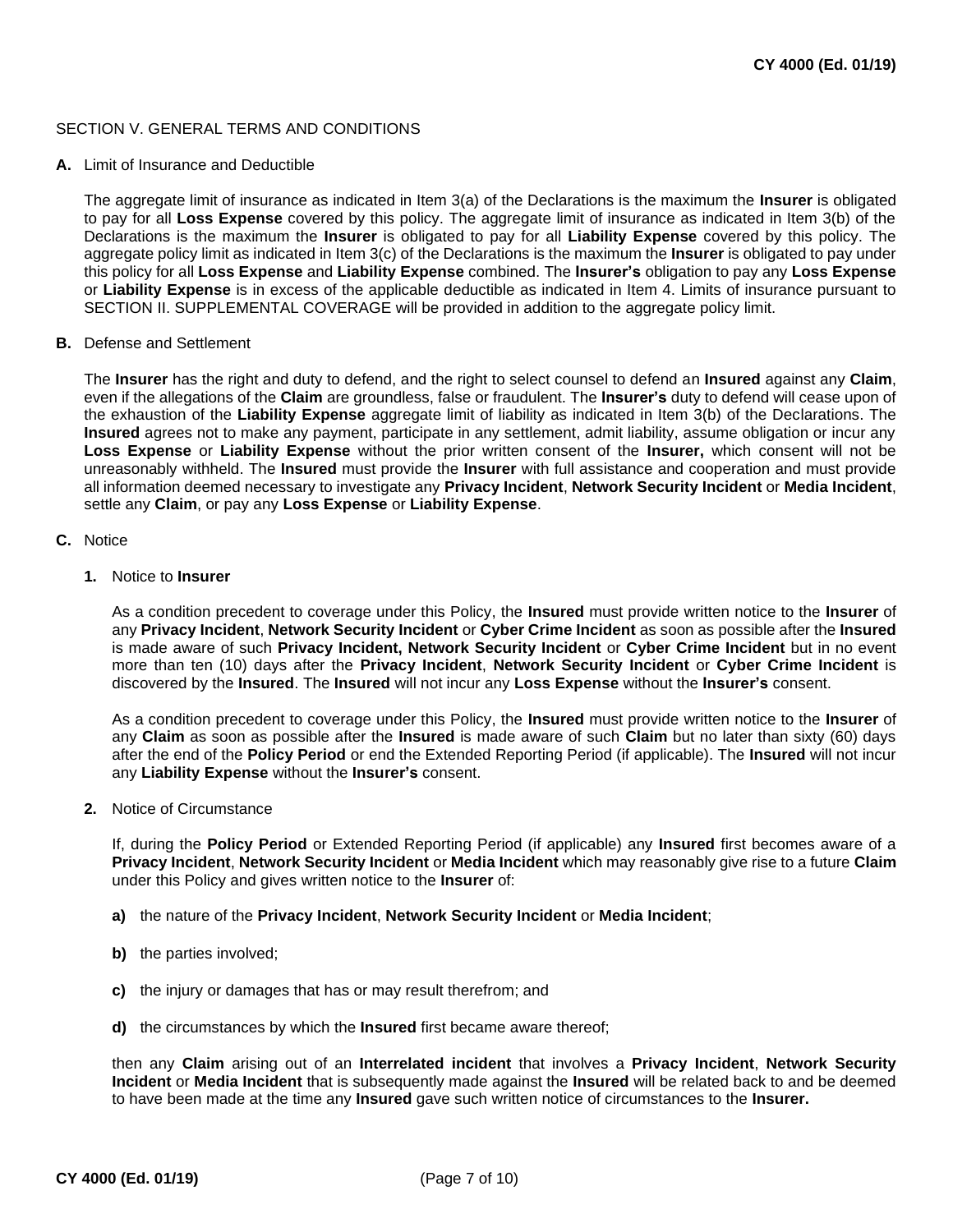SECTION V. GENERAL TERMS AND CONDITIONS

**A.** Limit of Insurance and Deductible

The aggregate limit of insurance as indicated in Item 3(a) of the Declarations is the maximum the **Insurer** is obligated to pay for all **Loss Expense** covered by this policy. The aggregate limit of insurance as indicated in Item 3(b) of the Declarations is the maximum the **Insurer** is obligated to pay for all **Liability Expense** covered by this policy. The aggregate policy limit as indicated in Item 3(c) of the Declarations is the maximum the **Insurer** is obligated to pay under this policy for all **Loss Expense** and **Liability Expense** combined. The **Insurer's** obligation to pay any **Loss Expense** or **Liability Expense** is in excess of the applicable deductible as indicated in Item 4. Limits of insurance pursuant to SECTION II. SUPPLEMENTAL COVERAGE will be provided in addition to the aggregate policy limit.

**B.** Defense and Settlement

The **Insurer** has the right and duty to defend, and the right to select counsel to defend an **Insured** against any **Claim**, even if the allegations of the **Claim** are groundless, false or fraudulent. The **Insurer's** duty to defend will cease upon of the exhaustion of the **Liability Expense** aggregate limit of liability as indicated in Item 3(b) of the Declarations. The **Insured** agrees not to make any payment, participate in any settlement, admit liability, assume obligation or incur any **Loss Expense** or **Liability Expense** without the prior written consent of the **Insurer,** which consent will not be unreasonably withheld. The **Insured** must provide the **Insurer** with full assistance and cooperation and must provide all information deemed necessary to investigate any **Privacy Incident**, **Network Security Incident** or **Media Incident**, settle any **Claim**, or pay any **Loss Expense** or **Liability Expense**.

**C.** Notice

**1.** Notice to **Insurer**

As a condition precedent to coverage under this Policy, the **Insured** must provide written notice to the **Insurer** of any **Privacy Incident**, **Network Security Incident** or **Cyber Crime Incident** as soon as possible after the **Insured** is made aware of such **Privacy Incident, Network Security Incident** or **Cyber Crime Incident** but in no event more than ten (10) days after the **Privacy Incident**, **Network Security Incident** or **Cyber Crime Incident** is discovered by the **Insured**. The **Insured** will not incur any **Loss Expense** without the **Insurer's** consent.

As a condition precedent to coverage under this Policy, the **Insured** must provide written notice to the **Insurer** of any **Claim** as soon as possible after the **Insured** is made aware of such **Claim** but no later than sixty (60) days after the end of the **Policy Period** or end the Extended Reporting Period (if applicable). The **Insured** will not incur any **Liability Expense** without the **Insurer's** consent.

**2.** Notice of Circumstance

If, during the **Policy Period** or Extended Reporting Period (if applicable) any **Insured** first becomes aware of a **Privacy Incident**, **Network Security Incident** or **Media Incident** which may reasonably give rise to a future **Claim** under this Policy and gives written notice to the **Insurer** of:

**a)** the nature of the **Privacy Incident**, **Network Security Incident** or **Media Incident**;

**b)** the parties involved;

**c)** the injury or damages that has or may result therefrom; and

**d)** the circumstances by which the **Insured** first became aware thereof;

then any **Claim** arising out of an **Interrelated incident** that involves a **Privacy Incident**, **Network Security Incident** or **Media Incident** that is subsequently made against the **Insured** will be related back to and be deemed to have been made at the time any **Insured** gave such written notice of circumstances to the **Insurer.**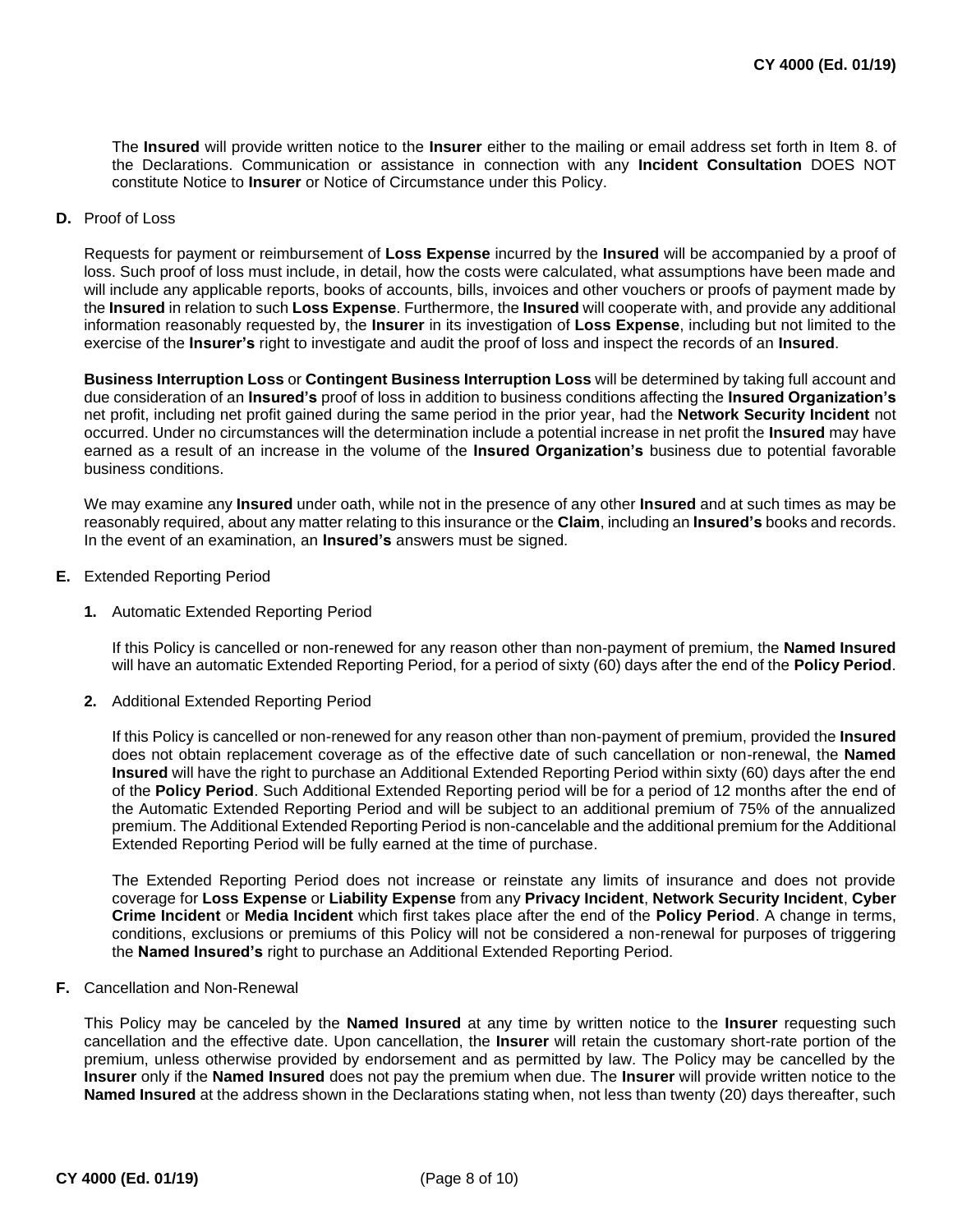The **Insured** will provide written notice to the **Insurer** either to the mailing or email address set forth in Item 8. of the Declarations. Communication or assistance in connection with any **Incident Consultation** DOES NOT constitute Notice to **Insurer** or Notice of Circumstance under this Policy.

**D.** Proof of Loss

Requests for payment or reimbursement of **Loss Expense** incurred by the **Insured** will be accompanied by a proof of loss. Such proof of loss must include, in detail, how the costs were calculated, what assumptions have been made and will include any applicable reports, books of accounts, bills, invoices and other vouchers or proofs of payment made by the **Insured** in relation to such **Loss Expense**. Furthermore, the **Insured** will cooperate with, and provide any additional information reasonably requested by, the **Insurer** in its investigation of **Loss Expense**, including but not limited to the exercise of the **Insurer's** right to investigate and audit the proof of loss and inspect the records of an **Insured**.

**Business Interruption Loss** or **Contingent Business Interruption Loss** will be determined by taking full account and due consideration of an **Insured's** proof of loss in addition to business conditions affecting the **Insured Organization's** net profit, including net profit gained during the same period in the prior year, had the **Network Security Incident** not occurred. Under no circumstances will the determination include a potential increase in net profit the **Insured** may have earned as a result of an increase in the volume of the **Insured Organization's** business due to potential favorable business conditions.

We may examine any **Insured** under oath, while not in the presence of any other **Insured** and at such times as may be reasonably required, about any matter relating to this insurance or the **Claim**, including an **Insured's** books and records. In the event of an examination, an **Insured's** answers must be signed.

**E.** Extended Reporting Period

**1.** Automatic Extended Reporting Period

If this Policy is cancelled or non-renewed for any reason other than non-payment of premium, the **Named Insured** will have an automatic Extended Reporting Period, for a period of sixty (60) days after the end of the **Policy Period**.

**2.** Additional Extended Reporting Period

If this Policy is cancelled or non-renewed for any reason other than non-payment of premium, provided the **Insured** does not obtain replacement coverage as of the effective date of such cancellation or non-renewal, the **Named Insured** will have the right to purchase an Additional Extended Reporting Period within sixty (60) days after the end of the **Policy Period**. Such Additional Extended Reporting period will be for a period of 12 months after the end of the Automatic Extended Reporting Period and will be subject to an additional premium of 75% of the annualized premium. The Additional Extended Reporting Period is non-cancelable and the additional premium for the Additional Extended Reporting Period will be fully earned at the time of purchase.

The Extended Reporting Period does not increase or reinstate any limits of insurance and does not provide coverage for **Loss Expense** or **Liability Expense** from any **Privacy Incident**, **Network Security Incident**, **Cyber Crime Incident** or **Media Incident** which first takes place after the end of the **Policy Period**. A change in terms, conditions, exclusions or premiums of this Policy will not be considered a non-renewal for purposes of triggering the **Named Insured's** right to purchase an Additional Extended Reporting Period.

**F.** Cancellation and Non-Renewal

This Policy may be canceled by the **Named Insured** at any time by written notice to the **Insurer** requesting such cancellation and the effective date. Upon cancellation, the **Insurer** will retain the customary short-rate portion of the premium, unless otherwise provided by endorsement and as permitted by law. The Policy may be cancelled by the **Insurer** only if the **Named Insured** does not pay the premium when due. The **Insurer** will provide written notice to the **Named Insured** at the address shown in the Declarations stating when, not less than twenty (20) days thereafter, such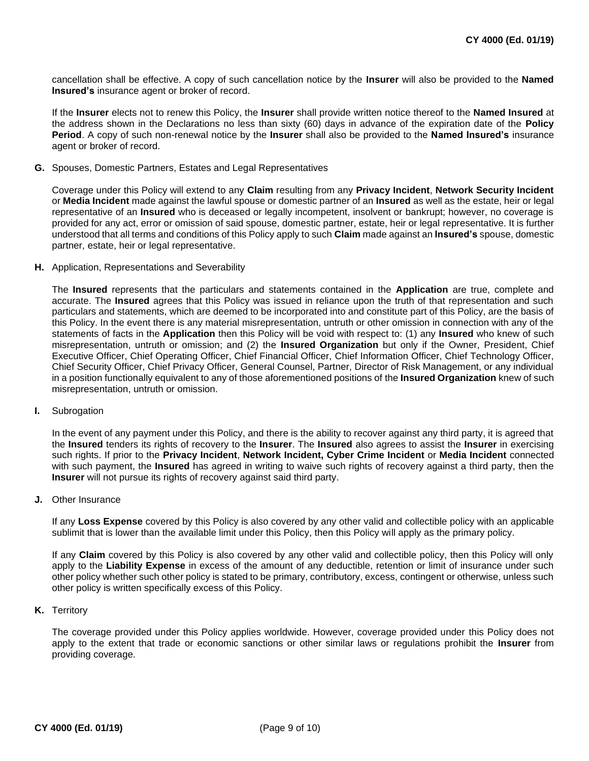cancellation shall be effective. A copy of such cancellation notice by the **Insurer** will also be provided to the **Named Insured's** insurance agent or broker of record.

If the **Insurer** elects not to renew this Policy, the **Insurer** shall provide written notice thereof to the **Named Insured** at the address shown in the Declarations no less than sixty (60) days in advance of the expiration date of the **Policy Period**. A copy of such non-renewal notice by the **Insurer** shall also be provided to the **Named Insured's** insurance agent or broker of record.

**G.** Spouses, Domestic Partners, Estates and Legal Representatives

Coverage under this Policy will extend to any **Claim** resulting from any **Privacy Incident**, **Network Security Incident** or **Media Incident** made against the lawful spouse or domestic partner of an **Insured** as well as the estate, heir or legal representative of an **Insured** who is deceased or legally incompetent, insolvent or bankrupt; however, no coverage is provided for any act, error or omission of said spouse, domestic partner, estate, heir or legal representative. It is further understood that all terms and conditions of this Policy apply to such **Claim** made against an **Insured's** spouse, domestic partner, estate, heir or legal representative.

**H.** Application, Representations and Severability

The **Insured** represents that the particulars and statements contained in the **Application** are true, complete and accurate. The **Insured** agrees that this Policy was issued in reliance upon the truth of that representation and such particulars and statements, which are deemed to be incorporated into and constitute part of this Policy, are the basis of this Policy. In the event there is any material misrepresentation, untruth or other omission in connection with any of the statements of facts in the **Application** then this Policy will be void with respect to: (1) any **Insured** who knew of such misrepresentation, untruth or omission; and (2) the **Insured Organization** but only if the Owner, President, Chief Executive Officer, Chief Operating Officer, Chief Financial Officer, Chief Information Officer, Chief Technology Officer, Chief Security Officer, Chief Privacy Officer, General Counsel, Partner, Director of Risk Management, or any individual in a position functionally equivalent to any of those aforementioned positions of the **Insured Organization** knew of such misrepresentation, untruth or omission.

**I.** Subrogation

In the event of any payment under this Policy, and there is the ability to recover against any third party, it is agreed that the **Insured** tenders its rights of recovery to the **Insurer**. The **Insured** also agrees to assist the **Insurer** in exercising such rights. If prior to the **Privacy Incident**, **Network Incident, Cyber Crime Incident** or **Media Incident** connected with such payment, the **Insured** has agreed in writing to waive such rights of recovery against a third party, then the **Insurer** will not pursue its rights of recovery against said third party.

**J.** Other Insurance

If any **Loss Expense** covered by this Policy is also covered by any other valid and collectible policy with an applicable sublimit that is lower than the available limit under this Policy, then this Policy will apply as the primary policy.

If any **Claim** covered by this Policy is also covered by any other valid and collectible policy, then this Policy will only apply to the **Liability Expense** in excess of the amount of any deductible, retention or limit of insurance under such other policy whether such other policy is stated to be primary, contributory, excess, contingent or otherwise, unless such other policy is written specifically excess of this Policy.

**K.** Territory

The coverage provided under this Policy applies worldwide. However, coverage provided under this Policy does not apply to the extent that trade or economic sanctions or other similar laws or regulations prohibit the **Insurer** from providing coverage.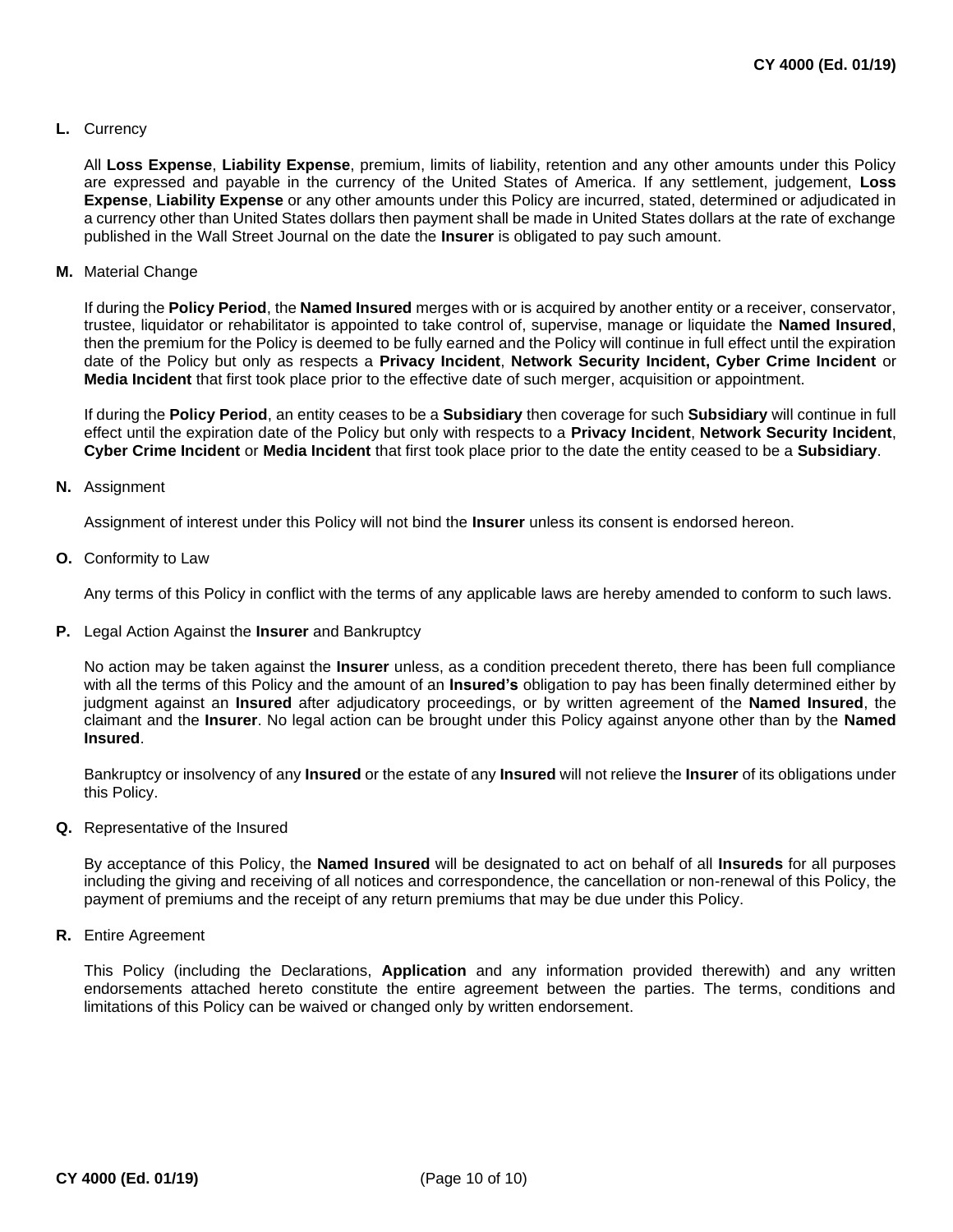**L.** Currency

All **Loss Expense**, **Liability Expense**, premium, limits of liability, retention and any other amounts under this Policy are expressed and payable in the currency of the United States of America. If any settlement, judgement, **Loss Expense**, **Liability Expense** or any other amounts under this Policy are incurred, stated, determined or adjudicated in a currency other than United States dollars then payment shall be made in United States dollars at the rate of exchange published in the Wall Street Journal on the date the **Insurer** is obligated to pay such amount.

**M.** Material Change

If during the **Policy Period**, the **Named Insured** merges with or is acquired by another entity or a receiver, conservator, trustee, liquidator or rehabilitator is appointed to take control of, supervise, manage or liquidate the **Named Insured**, then the premium for the Policy is deemed to be fully earned and the Policy will continue in full effect until the expiration date of the Policy but only as respects a **Privacy Incident**, **Network Security Incident, Cyber Crime Incident** or **Media Incident** that first took place prior to the effective date of such merger, acquisition or appointment.

If during the **Policy Period**, an entity ceases to be a **Subsidiary** then coverage for such **Subsidiary** will continue in full effect until the expiration date of the Policy but only with respects to a **Privacy Incident**, **Network Security Incident**, **Cyber Crime Incident** or **Media Incident** that first took place prior to the date the entity ceased to be a **Subsidiary**.

**N.** Assignment

Assignment of interest under this Policy will not bind the **Insurer** unless its consent is endorsed hereon.

**O.** Conformity to Law

Any terms of this Policy in conflict with the terms of any applicable laws are hereby amended to conform to such laws.

**P.** Legal Action Against the **Insurer** and Bankruptcy

No action may be taken against the **Insurer** unless, as a condition precedent thereto, there has been full compliance with all the terms of this Policy and the amount of an **Insured's** obligation to pay has been finally determined either by judgment against an **Insured** after adjudicatory proceedings, or by written agreement of the **Named Insured**, the claimant and the **Insurer**. No legal action can be brought under this Policy against anyone other than by the **Named Insured**.

Bankruptcy or insolvency of any **Insured** or the estate of any **Insured** will not relieve the **Insurer** of its obligations under this Policy.

**Q.** Representative of the Insured

By acceptance of this Policy, the **Named Insured** will be designated to act on behalf of all **Insureds** for all purposes including the giving and receiving of all notices and correspondence, the cancellation or non-renewal of this Policy, the payment of premiums and the receipt of any return premiums that may be due under this Policy.

**R.** Entire Agreement

This Policy (including the Declarations, **Application** and any information provided therewith) and any written endorsements attached hereto constitute the entire agreement between the parties. The terms, conditions and limitations of this Policy can be waived or changed only by written endorsement.